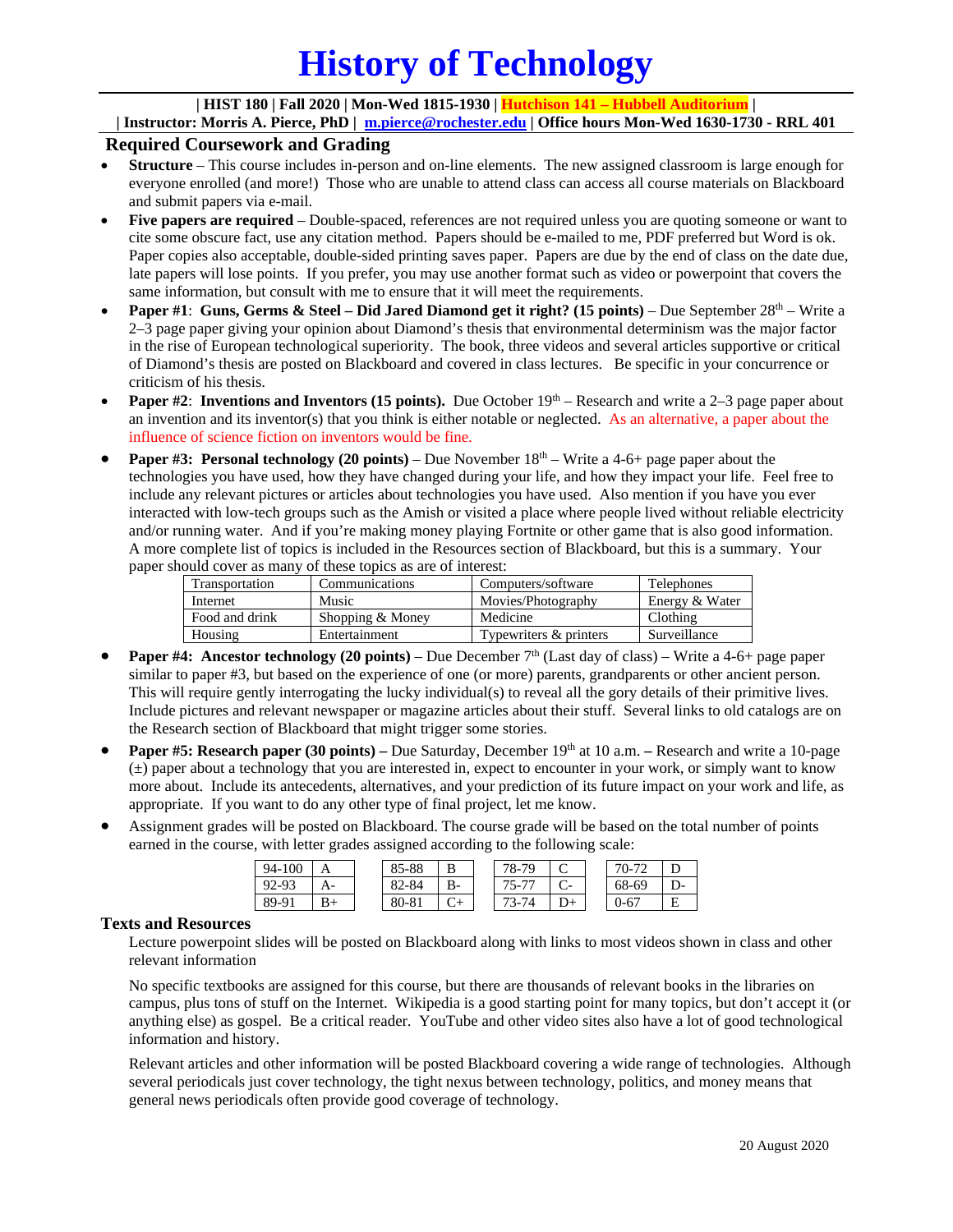# History of Technology

**| HIST 180 | Fall 2020 | Mon-Wed 1815-1930 | Hutchison 141 – Hubbell Auditorium |**
**| Instructor: Morris A. Pierce, PhD | m.pierce@rochester.edu | Office hours Mon-Wed 1630-1730 - RRL 401**

## Required Coursework and Grading

- **Structure** – This course includes in-person and on-line elements. The new assigned classroom is large enough for everyone enrolled (and more!) Those who are unable to attend class can access all course materials on Blackboard and submit papers via e-mail.
- **Five papers are required** – Double-spaced, references are not required unless you are quoting someone or want to cite some obscure fact, use any citation method. Papers should be e-mailed to me, PDF preferred but Word is ok. Paper copies also acceptable, double-sided printing saves paper. Papers are due by the end of class on the date due, late papers will lose points. If you prefer, you may use another format such as video or powerpoint that covers the same information, but consult with me to ensure that it will meet the requirements.
- **Paper #1**: **Guns, Germs & Steel – Did Jared Diamond get it right? (15 points)** – Due September 28th – Write a 2–3 page paper giving your opinion about Diamond's thesis that environmental determinism was the major factor in the rise of European technological superiority. The book, three videos and several articles supportive or critical of Diamond's thesis are posted on Blackboard and covered in class lectures. Be specific in your concurrence or criticism of his thesis.
- **Paper #2**: **Inventions and Inventors (15 points).** Due October 19th – Research and write a 2–3 page paper about an invention and its inventor(s) that you think is either notable or neglected. As an alternative, a paper about the influence of science fiction on inventors would be fine.
- **Paper #3: Personal technology (20 points)** – Due November 18th – Write a 4-6+ page paper about the technologies you have used, how they have changed during your life, and how they impact your life. Feel free to include any relevant pictures or articles about technologies you have used. Also mention if you have you ever interacted with low-tech groups such as the Amish or visited a place where people lived without reliable electricity and/or running water. And if you're making money playing Fortnite or other game that is also good information. A more complete list of topics is included in the Resources section of Blackboard, but this is a summary. Your paper should cover as many of these topics as are of interest:

| Transportation | Communications | Computers/software | Telephones |
|---|---|---|---|
| Internet | Music | Movies/Photography | Energy & Water |
| Food and drink | Shopping & Money | Medicine | Clothing |
| Housing | Entertainment | Typewriters & printers | Surveillance |

- **Paper #4: Ancestor technology (20 points)** – Due December 7th (Last day of class) – Write a 4-6+ page paper similar to paper #3, but based on the experience of one (or more) parents, grandparents or other ancient person. This will require gently interrogating the lucky individual(s) to reveal all the gory details of their primitive lives. Include pictures and relevant newspaper or magazine articles about their stuff. Several links to old catalogs are on the Research section of Blackboard that might trigger some stories.
- **Paper #5: Research paper (30 points) –** Due Saturday, December 19th at 10 a.m. **–** Research and write a 10-page (±) paper about a technology that you are interested in, expect to encounter in your work, or simply want to know more about. Include its antecedents, alternatives, and your prediction of its future impact on your work and life, as appropriate. If you want to do any other type of final project, let me know.
- Assignment grades will be posted on Blackboard. The course grade will be based on the total number of points earned in the course, with letter grades assigned according to the following scale:

| | | | | | | | |
|---|---|---|---|---|---|---|---|
| 94-100 | A | 85-88 | B | 78-79 | C | 70-72 | D |
| 92-93 | A- | 82-84 | B- | 75-77 | C- | 68-69 | D- |
| 89-91 | B+ | 80-81 | C+ | 73-74 | D+ | 0-67 | E |

### Texts and Resources

Lecture powerpoint slides will be posted on Blackboard along with links to most videos shown in class and other relevant information

No specific textbooks are assigned for this course, but there are thousands of relevant books in the libraries on campus, plus tons of stuff on the Internet. Wikipedia is a good starting point for many topics, but don't accept it (or anything else) as gospel. Be a critical reader. YouTube and other video sites also have a lot of good technological information and history.

Relevant articles and other information will be posted Blackboard covering a wide range of technologies. Although several periodicals just cover technology, the tight nexus between technology, politics, and money means that general news periodicals often provide good coverage of technology.

20 August 2020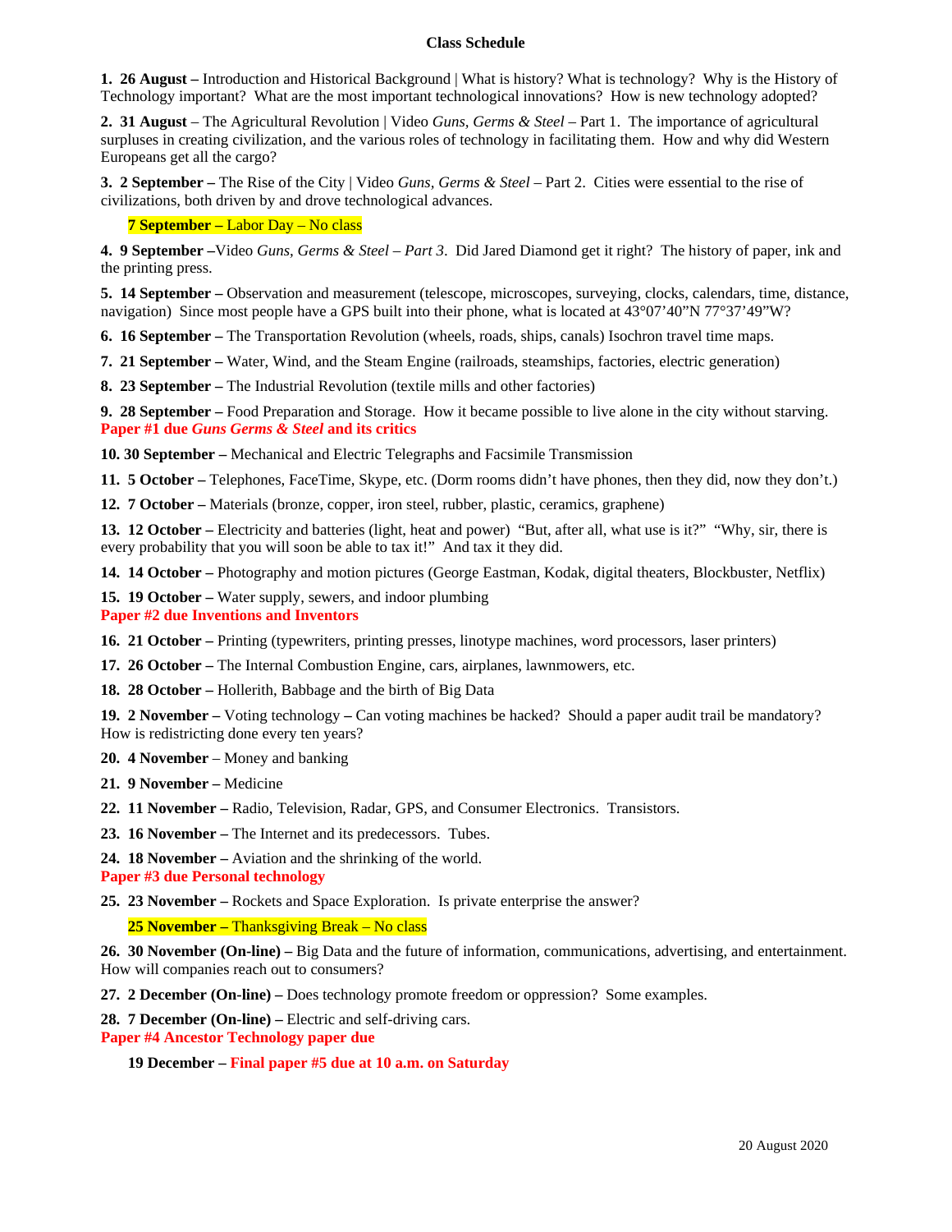## Class Schedule

**1. 26 August –** Introduction and Historical Background | What is history? What is technology? Why is the History of Technology important? What are the most important technological innovations? How is new technology adopted?

**2. 31 August** – The Agricultural Revolution | Video *Guns, Germs & Steel* – Part 1. The importance of agricultural surpluses in creating civilization, and the various roles of technology in facilitating them. How and why did Western Europeans get all the cargo?

**3. 2 September –** The Rise of the City | Video *Guns, Germs & Steel* – Part 2. Cities were essential to the rise of civilizations, both driven by and drove technological advances.

**7 September –** Labor Day – No class

**4. 9 September –**Video *Guns, Germs & Steel – Part 3*. Did Jared Diamond get it right? The history of paper, ink and the printing press.

**5. 14 September –** Observation and measurement (telescope, microscopes, surveying, clocks, calendars, time, distance, navigation) Since most people have a GPS built into their phone, what is located at 43°07'40"N 77°37'49"W?

**6. 16 September –** The Transportation Revolution (wheels, roads, ships, canals) Isochron travel time maps.

**7. 21 September –** Water, Wind, and the Steam Engine (railroads, steamships, factories, electric generation)

**8. 23 September –** The Industrial Revolution (textile mills and other factories)

**9. 28 September –** Food Preparation and Storage. How it became possible to live alone in the city without starving.
**Paper #1 due *Guns Germs & Steel* and its critics**

**10. 30 September –** Mechanical and Electric Telegraphs and Facsimile Transmission

**11. 5 October –** Telephones, FaceTime, Skype, etc. (Dorm rooms didn't have phones, then they did, now they don't.)

**12. 7 October –** Materials (bronze, copper, iron steel, rubber, plastic, ceramics, graphene)

**13. 12 October –** Electricity and batteries (light, heat and power) "But, after all, what use is it?" "Why, sir, there is every probability that you will soon be able to tax it!" And tax it they did.

**14. 14 October –** Photography and motion pictures (George Eastman, Kodak, digital theaters, Blockbuster, Netflix)

**15. 19 October –** Water supply, sewers, and indoor plumbing
**Paper #2 due Inventions and Inventors**

**16. 21 October –** Printing (typewriters, printing presses, linotype machines, word processors, laser printers)

**17. 26 October –** The Internal Combustion Engine, cars, airplanes, lawnmowers, etc.

**18. 28 October –** Hollerith, Babbage and the birth of Big Data

**19. 2 November –** Voting technology **–** Can voting machines be hacked? Should a paper audit trail be mandatory? How is redistricting done every ten years?

**20. 4 November** – Money and banking

**21. 9 November –** Medicine

**22. 11 November –** Radio, Television, Radar, GPS, and Consumer Electronics. Transistors.

**23. 16 November –** The Internet and its predecessors. Tubes.

**24. 18 November –** Aviation and the shrinking of the world.
**Paper #3 due Personal technology**

**25. 23 November –** Rockets and Space Exploration. Is private enterprise the answer?

**25 November –** Thanksgiving Break – No class

**26. 30 November (On-line) –** Big Data and the future of information, communications, advertising, and entertainment. How will companies reach out to consumers?

**27. 2 December (On-line) –** Does technology promote freedom or oppression? Some examples.

**28. 7 December (On-line) –** Electric and self-driving cars.
**Paper #4 Ancestor Technology paper due**

**19 December – Final paper #5 due at 10 a.m. on Saturday**

20 August 2020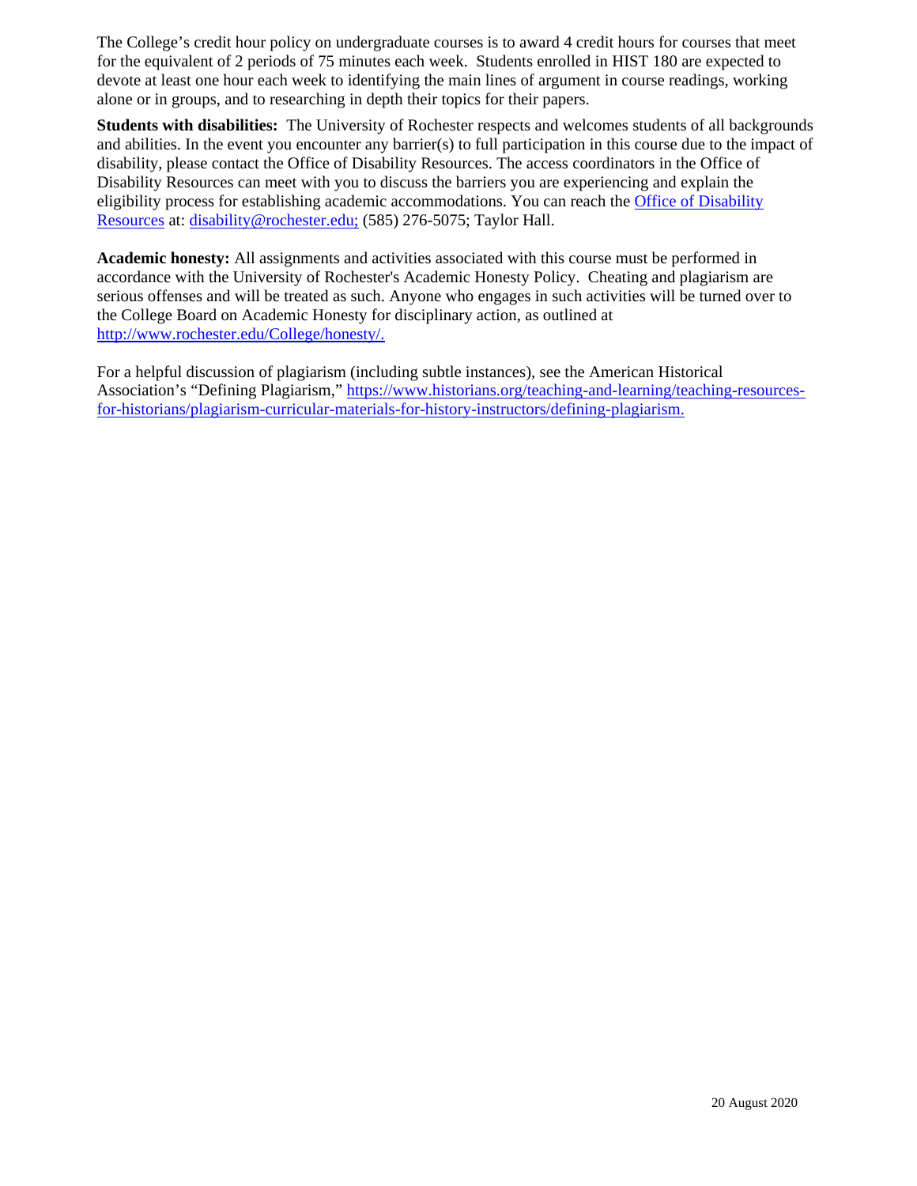The College's credit hour policy on undergraduate courses is to award 4 credit hours for courses that meet for the equivalent of 2 periods of 75 minutes each week. Students enrolled in HIST 180 are expected to devote at least one hour each week to identifying the main lines of argument in course readings, working alone or in groups, and to researching in depth their topics for their papers.

**Students with disabilities:** The University of Rochester respects and welcomes students of all backgrounds and abilities. In the event you encounter any barrier(s) to full participation in this course due to the impact of disability, please contact the Office of Disability Resources. The access coordinators in the Office of Disability Resources can meet with you to discuss the barriers you are experiencing and explain the eligibility process for establishing academic accommodations. You can reach the Office of Disability Resources at: disability@rochester.edu; (585) 276-5075; Taylor Hall.

**Academic honesty:** All assignments and activities associated with this course must be performed in accordance with the University of Rochester's Academic Honesty Policy. Cheating and plagiarism are serious offenses and will be treated as such. Anyone who engages in such activities will be turned over to the College Board on Academic Honesty for disciplinary action, as outlined at http://www.rochester.edu/College/honesty/.

For a helpful discussion of plagiarism (including subtle instances), see the American Historical Association's "Defining Plagiarism," https://www.historians.org/teaching-and-learning/teaching-resources-for-historians/plagiarism-curricular-materials-for-history-instructors/defining-plagiarism.

20 August 2020